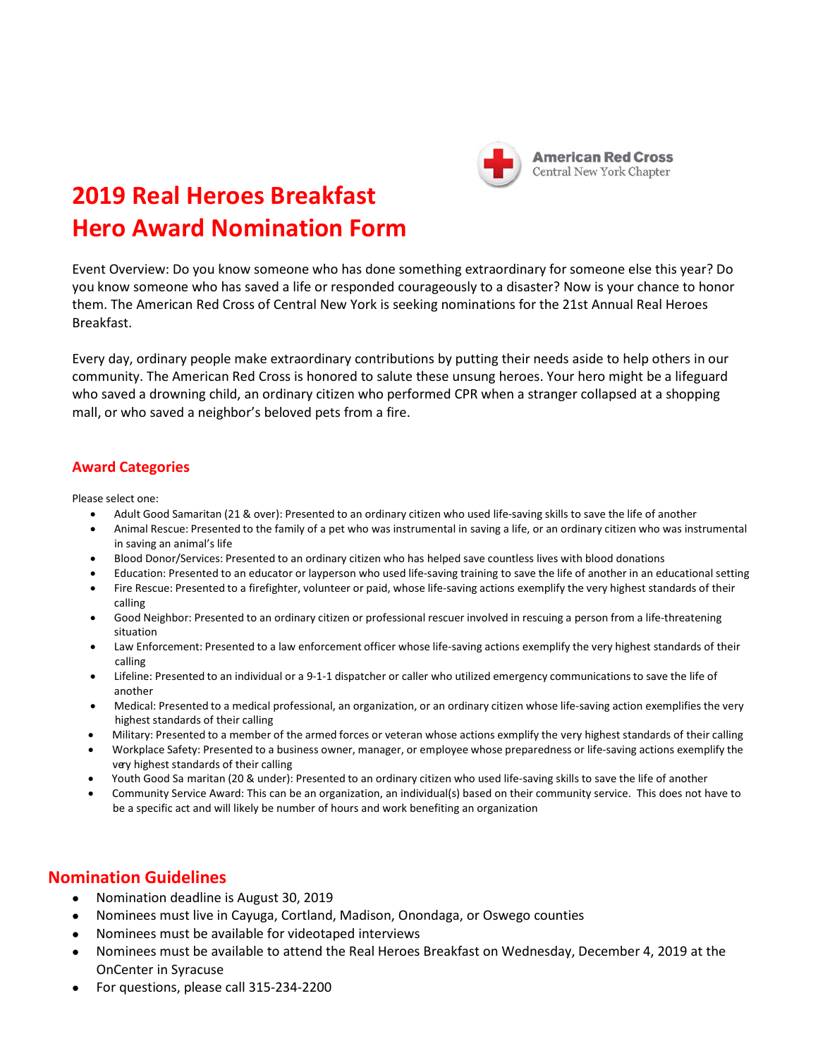American Red Cross
Central New York Chapter

# 2019 Real Heroes Breakfast
# Hero Award Nomination Form

Event Overview: Do you know someone who has done something extraordinary for someone else this year? Do you know someone who has saved a life or responded courageously to a disaster? Now is your chance to honor them. The American Red Cross of Central New York is seeking nominations for the 21st Annual Real Heroes Breakfast.

Every day, ordinary people make extraordinary contributions by putting their needs aside to help others in our community. The American Red Cross is honored to salute these unsung heroes. Your hero might be a lifeguard who saved a drowning child, an ordinary citizen who performed CPR when a stranger collapsed at a shopping mall, or who saved a neighbor's beloved pets from a fire.

## Award Categories

Please select one:

- Adult Good Samaritan (21 & over): Presented to an ordinary citizen who used life-saving skills to save the life of another
- Animal Rescue: Presented to the family of a pet who was instrumental in saving a life, or an ordinary citizen who was instrumental in saving an animal's life
- Blood Donor/Services: Presented to an ordinary citizen who has helped save countless lives with blood donations
- Education: Presented to an educator or layperson who used life-saving training to save the life of another in an educational setting
- Fire Rescue: Presented to a firefighter, volunteer or paid, whose life-saving actions exemplify the very highest standards of their calling
- Good Neighbor: Presented to an ordinary citizen or professional rescuer involved in rescuing a person from a life-threatening situation
- Law Enforcement: Presented to a law enforcement officer whose life-saving actions exemplify the very highest standards of their calling
- Lifeline: Presented to an individual or a 9-1-1 dispatcher or caller who utilized emergency communications to save the life of another
- Medical: Presented to a medical professional, an organization, or an ordinary citizen whose life-saving action exemplifies the very highest standards of their calling
- Military: Presented to a member of the armed forces or veteran whose actions exmplify the very highest standards of their calling
- Workplace Safety: Presented to a business owner, manager, or employee whose preparedness or life-saving actions exemplify the very highest standards of their calling
- Youth Good Sa maritan (20 & under): Presented to an ordinary citizen who used life-saving skills to save the life of another
- Community Service Award: This can be an organization, an individual(s) based on their community service. This does not have to be a specific act and will likely be number of hours and work benefiting an organization

## Nomination Guidelines

- Nomination deadline is August 30, 2019
- Nominees must live in Cayuga, Cortland, Madison, Onondaga, or Oswego counties
- Nominees must be available for videotaped interviews
- Nominees must be available to attend the Real Heroes Breakfast on Wednesday, December 4, 2019 at the OnCenter in Syracuse
- For questions, please call 315-234-2200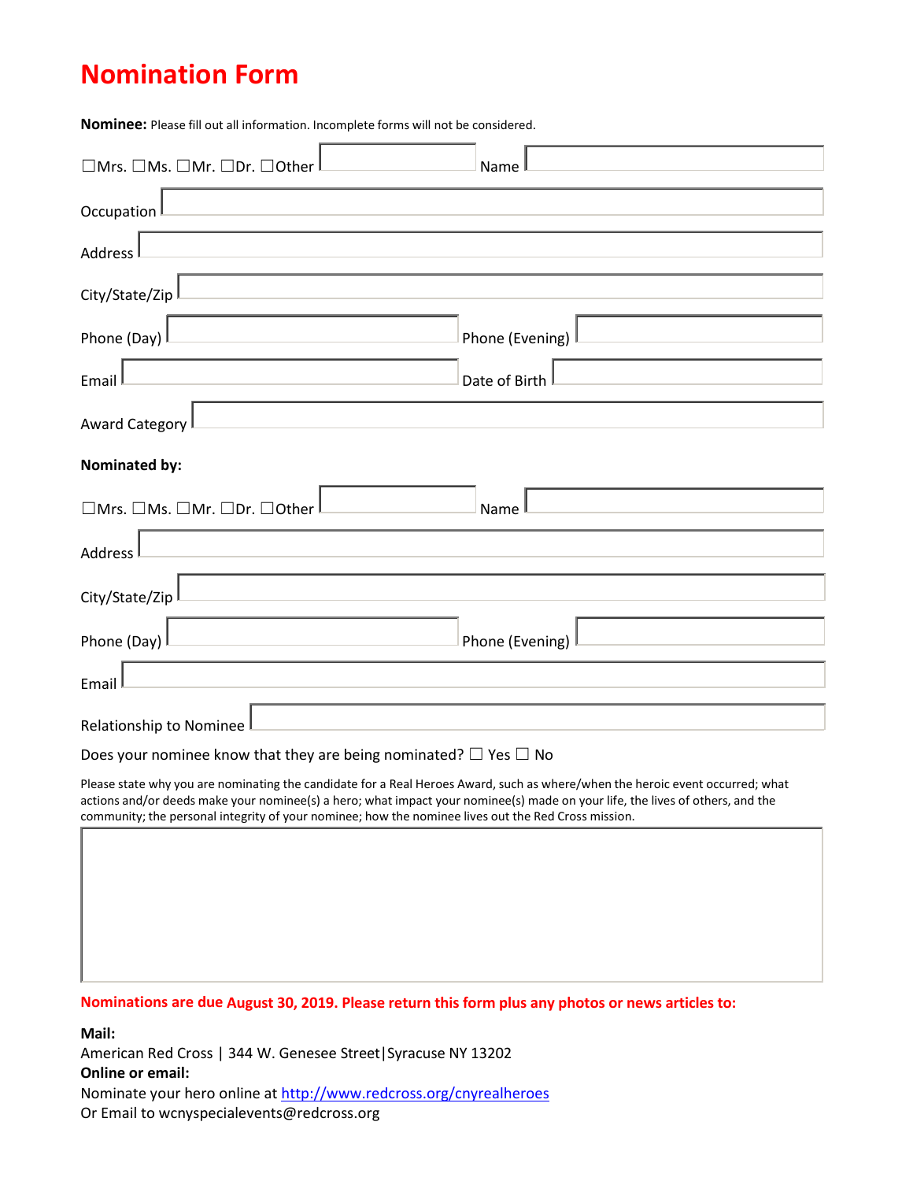# Nomination Form

**Nominee:** Please fill out all information. Incomplete forms will not be considered.

☐Mrs. ☐Ms. ☐Mr. ☐Dr. ☐Other \_\_\_\_\_\_\_\_ Name \_\_\_\_\_\_\_\_

Occupation \_\_\_\_\_\_\_\_

Address \_\_\_\_\_\_\_\_

City/State/Zip \_\_\_\_\_\_\_\_

Phone (Day) \_\_\_\_\_\_\_\_ Phone (Evening) \_\_\_\_\_\_\_\_

Email \_\_\_\_\_\_\_\_ Date of Birth \_\_\_\_\_\_\_\_

Award Category \_\_\_\_\_\_\_\_

**Nominated by:**

☐Mrs. ☐Ms. ☐Mr. ☐Dr. ☐Other \_\_\_\_\_\_\_\_ Name \_\_\_\_\_\_\_\_

Address \_\_\_\_\_\_\_\_

City/State/Zip \_\_\_\_\_\_\_\_

Phone (Day) \_\_\_\_\_\_\_\_ Phone (Evening) \_\_\_\_\_\_\_\_

Email \_\_\_\_\_\_\_\_

Relationship to Nominee \_\_\_\_\_\_\_\_

Does your nominee know that they are being nominated? ☐ Yes ☐ No

Please state why you are nominating the candidate for a Real Heroes Award, such as where/when the heroic event occurred; what actions and/or deeds make your nominee(s) a hero; what impact your nominee(s) made on your life, the lives of others, and the community; the personal integrity of your nominee; how the nominee lives out the Red Cross mission.

**Nominations are due August 30, 2019. Please return this form plus any photos or news articles to:**

**Mail:**
American Red Cross | 344 W. Genesee Street|Syracuse NY 13202
**Online or email:**
Nominate your hero online at http://www.redcross.org/cnyrealheroes
Or Email to wcnyspecialevents@redcross.org